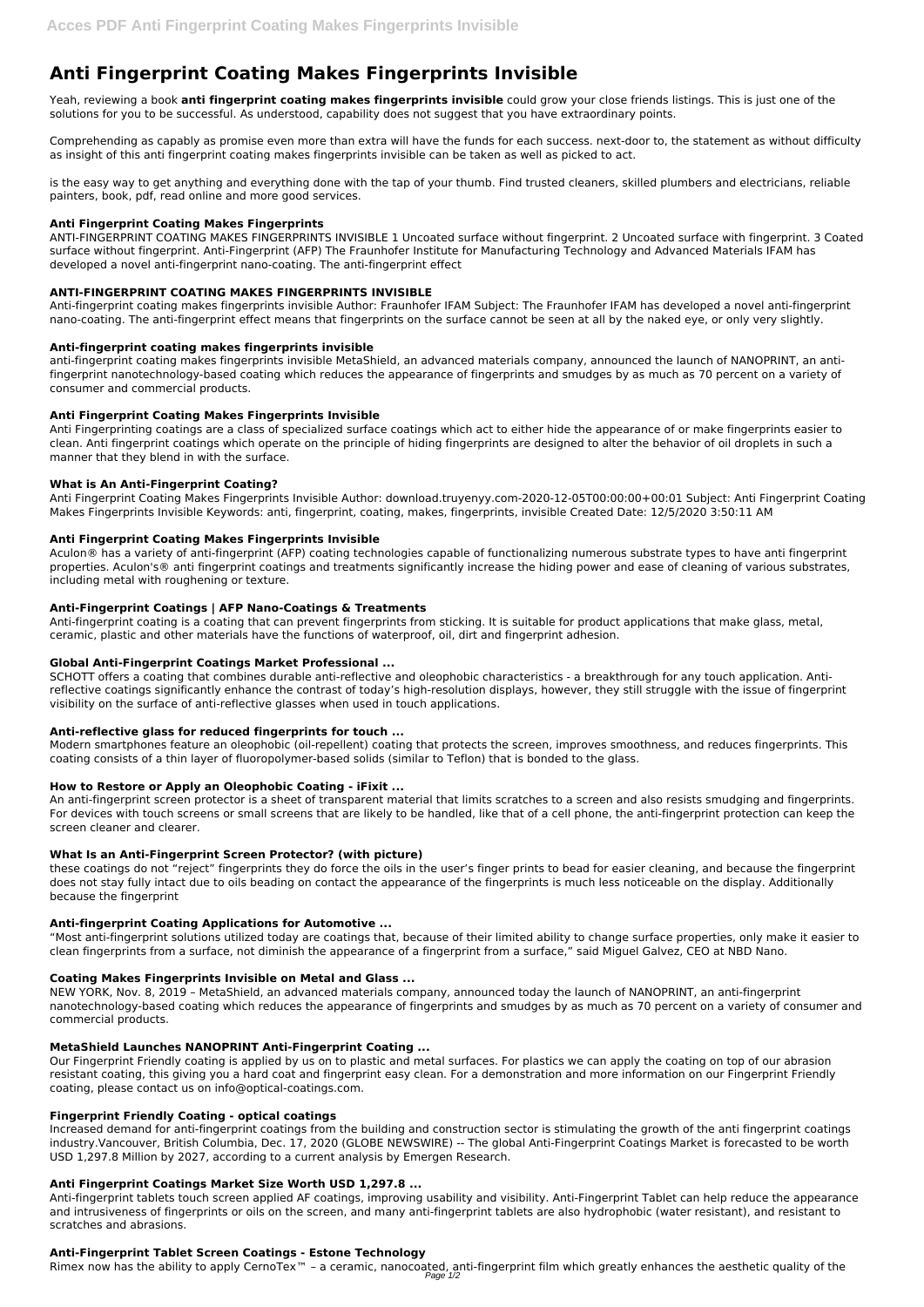# Anti Fingerprint Coating Makes Fingerprints Invisible

Yeah, reviewing a book **anti fingerprint coating makes fingerprints invisible** could grow your close friends listings. This is just one of the solutions for you to be successful. As understood, capability does not suggest that you have extraordinary points.

Comprehending as capably as promise even more than extra will have the funds for each success. next-door to, the statement as without difficulty as insight of this anti fingerprint coating makes fingerprints invisible can be taken as well as picked to act.

is the easy way to get anything and everything done with the tap of your thumb. Find trusted cleaners, skilled plumbers and electricians, reliable painters, book, pdf, read online and more good services.

### Anti Fingerprint Coating Makes Fingerprints

ANTI-FINGERPRINT COATING MAKES FINGERPRINTS INVISIBLE 1 Uncoated surface without fingerprint. 2 Uncoated surface with fingerprint. 3 Coated surface without fingerprint. Anti-Fingerprint (AFP) The Fraunhofer Institute for Manufacturing Technology and Advanced Materials IFAM has developed a novel anti-fingerprint nano-coating. The anti-fingerprint effect

### ANTI-FINGERPRINT COATING MAKES FINGERPRINTS INVISIBLE

Anti-fingerprint coating makes fingerprints invisible Author: Fraunhofer IFAM Subject: The Fraunhofer IFAM has developed a novel anti-fingerprint nano-coating. The anti-fingerprint effect means that fingerprints on the surface cannot be seen at all by the naked eye, or only very slightly.

### Anti-fingerprint coating makes fingerprints invisible

anti-fingerprint coating makes fingerprints invisible MetaShield, an advanced materials company, announced the launch of NANOPRINT, an anti-fingerprint nanotechnology-based coating which reduces the appearance of fingerprints and smudges by as much as 70 percent on a variety of consumer and commercial products.

### Anti Fingerprint Coating Makes Fingerprints Invisible

Anti Fingerprinting coatings are a class of specialized surface coatings which act to either hide the appearance of or make fingerprints easier to clean. Anti fingerprint coatings which operate on the principle of hiding fingerprints are designed to alter the behavior of oil droplets in such a manner that they blend in with the surface.

### What is An Anti-Fingerprint Coating?

Anti Fingerprint Coating Makes Fingerprints Invisible Author: download.truyenyy.com-2020-12-05T00:00:00+00:01 Subject: Anti Fingerprint Coating Makes Fingerprints Invisible Keywords: anti, fingerprint, coating, makes, fingerprints, invisible Created Date: 12/5/2020 3:50:11 AM

### Anti Fingerprint Coating Makes Fingerprints Invisible

Aculon® has a variety of anti-fingerprint (AFP) coating technologies capable of functionalizing numerous substrate types to have anti fingerprint properties. Aculon's® anti fingerprint coatings and treatments significantly increase the hiding power and ease of cleaning of various substrates, including metal with roughening or texture.

### Anti-Fingerprint Coatings | AFP Nano-Coatings & Treatments

Anti-fingerprint coating is a coating that can prevent fingerprints from sticking. It is suitable for product applications that make glass, metal, ceramic, plastic and other materials have the functions of waterproof, oil, dirt and fingerprint adhesion.

### Global Anti-Fingerprint Coatings Market Professional ...

SCHOTT offers a coating that combines durable anti-reflective and oleophobic characteristics - a breakthrough for any touch application. Anti-reflective coatings significantly enhance the contrast of today's high-resolution displays, however, they still struggle with the issue of fingerprint visibility on the surface of anti-reflective glasses when used in touch applications.

### Anti-reflective glass for reduced fingerprints for touch ...

Modern smartphones feature an oleophobic (oil-repellent) coating that protects the screen, improves smoothness, and reduces fingerprints. This coating consists of a thin layer of fluoropolymer-based solids (similar to Teflon) that is bonded to the glass.

### How to Restore or Apply an Oleophobic Coating - iFixit ...

An anti-fingerprint screen protector is a sheet of transparent material that limits scratches to a screen and also resists smudging and fingerprints. For devices with touch screens or small screens that are likely to be handled, like that of a cell phone, the anti-fingerprint protection can keep the screen cleaner and clearer.

### What Is an Anti-Fingerprint Screen Protector? (with picture)

these coatings do not "reject" fingerprints they do force the oils in the user's finger prints to bead for easier cleaning, and because the fingerprint does not stay fully intact due to oils beading on contact the appearance of the fingerprints is much less noticeable on the display. Additionally because the fingerprint

### Anti-fingerprint Coating Applications for Automotive ...

"Most anti-fingerprint solutions utilized today are coatings that, because of their limited ability to change surface properties, only make it easier to clean fingerprints from a surface, not diminish the appearance of a fingerprint from a surface," said Miguel Galvez, CEO at NBD Nano.

### Coating Makes Fingerprints Invisible on Metal and Glass ...

NEW YORK, Nov. 8, 2019 – MetaShield, an advanced materials company, announced today the launch of NANOPRINT, an anti-fingerprint nanotechnology-based coating which reduces the appearance of fingerprints and smudges by as much as 70 percent on a variety of consumer and commercial products.

### MetaShield Launches NANOPRINT Anti-Fingerprint Coating ...

Our Fingerprint Friendly coating is applied by us on to plastic and metal surfaces. For plastics we can apply the coating on top of our abrasion resistant coating, this giving you a hard coat and fingerprint easy clean. For a demonstration and more information on our Fingerprint Friendly coating, please contact us on info@optical-coatings.com.

### Fingerprint Friendly Coating - optical coatings

Increased demand for anti-fingerprint coatings from the building and construction sector is stimulating the growth of the anti fingerprint coatings industry.Vancouver, British Columbia, Dec. 17, 2020 (GLOBE NEWSWIRE) -- The global Anti-Fingerprint Coatings Market is forecasted to be worth USD 1,297.8 Million by 2027, according to a current analysis by Emergen Research.

### Anti Fingerprint Coatings Market Size Worth USD 1,297.8 ...

Anti-fingerprint tablets touch screen applied AF coatings, improving usability and visibility. Anti-Fingerprint Tablet can help reduce the appearance and intrusiveness of fingerprints or oils on the screen, and many anti-fingerprint tablets are also hydrophobic (water resistant), and resistant to scratches and abrasions.

### Anti-Fingerprint Tablet Screen Coatings - Estone Technology

Rimex now has the ability to apply CernoTex™ – a ceramic, nanocoated, anti-fingerprint film which greatly enhances the aesthetic quality of the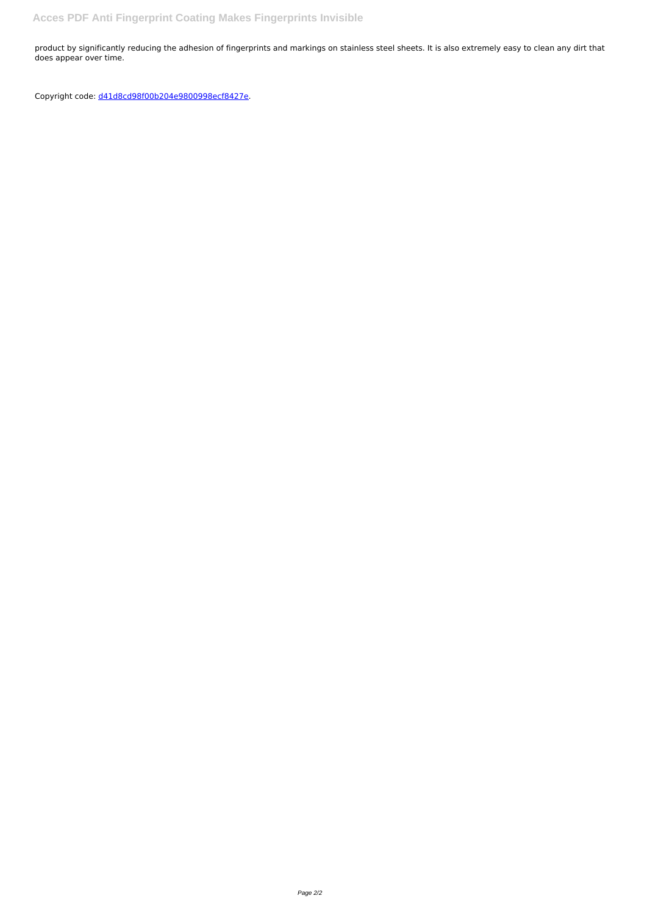product by significantly reducing the adhesion of fingerprints and markings on stainless steel sheets. It is also extremely easy to clean any dirt that does appear over time.

Copyright code: d41d8cd98f00b204e9800998ecf8427e.